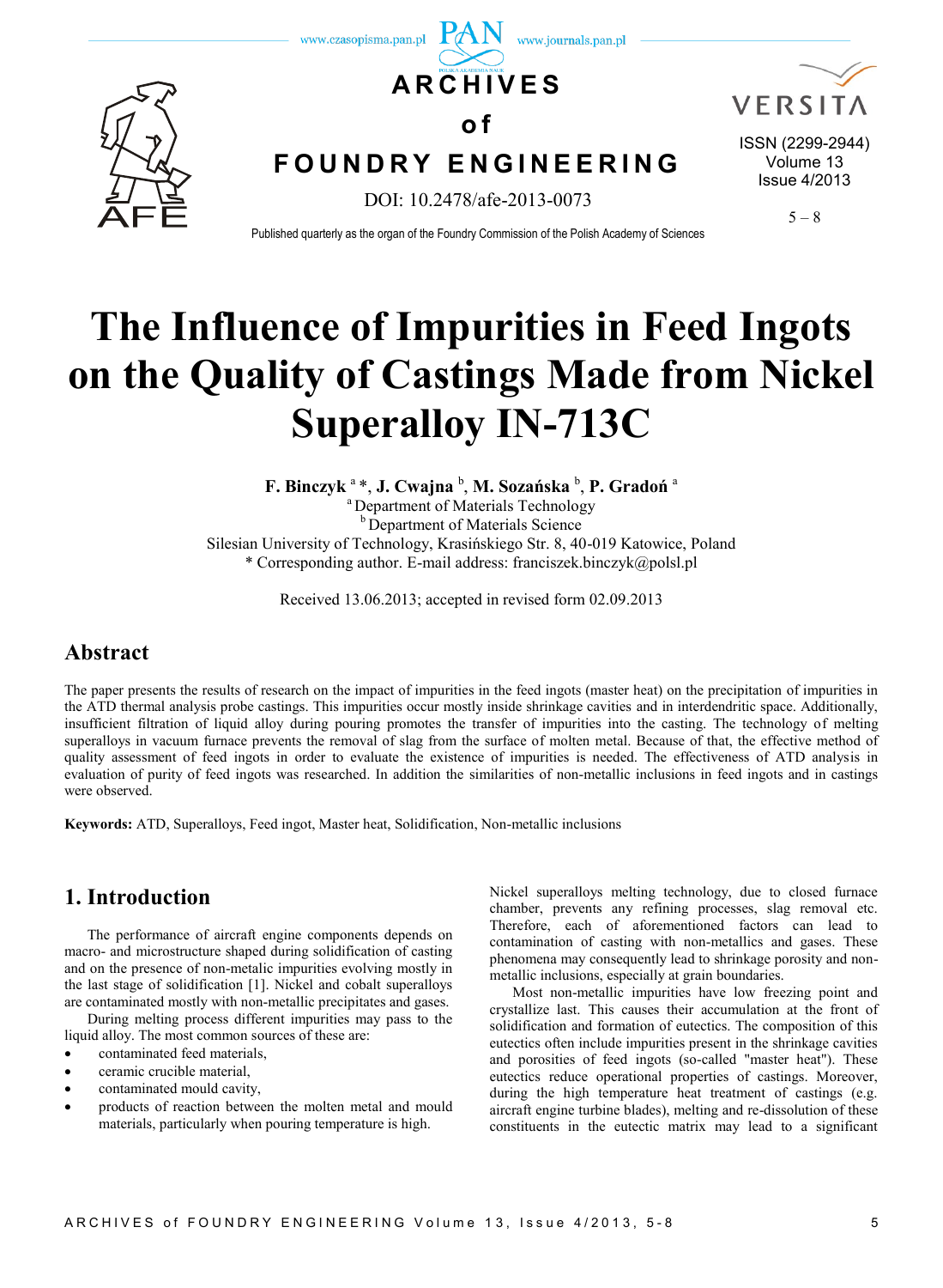# The Influence of Impurities in Feed Ingots on the Quality of Castings Made from Nickel Superalloy IN-713C

**F. Binczyk [a] *, J. Cwajna [b], M. Sozańska [b], P. Gradoń [a]**

[a] Department of Materials Technology

[b] Department of Materials Science

Silesian University of Technology, Krasińskiego Str. 8, 40-019 Katowice, Poland

* Corresponding author. E-mail address: franciszek.binczyk@polsl.pl

Received 13.06.2013; accepted in revised form 02.09.2013

## Abstract

The paper presents the results of research on the impact of impurities in the feed ingots (master heat) on the precipitation of impurities in the ATD thermal analysis probe castings. This impurities occur mostly inside shrinkage cavities and in interdendritic space. Additionally, insufficient filtration of liquid alloy during pouring promotes the transfer of impurities into the casting. The technology of melting superalloys in vacuum furnace prevents the removal of slag from the surface of molten metal. Because of that, the effective method of quality assessment of feed ingots in order to evaluate the existence of impurities is needed. The effectiveness of ATD analysis in evaluation of purity of feed ingots was researched. In addition the similarities of non-metallic inclusions in feed ingots and in castings were observed.

**Keywords:** ATD, Superalloys, Feed ingot, Master heat, Solidification, Non-metallic inclusions

## 1. Introduction

The performance of aircraft engine components depends on macro- and microstructure shaped during solidification of casting and on the presence of non-metallic impurities evolving mostly in the last stage of solidification [1]. Nickel and cobalt superalloys are contaminated mostly with non-metallic precipitates and gases.

During melting process different impurities may pass to the liquid alloy. The most common sources of these are:

- contaminated feed materials,
- ceramic crucible material,
- contaminated mould cavity,
- products of reaction between the molten metal and mould materials, particularly when pouring temperature is high.

Nickel superalloys melting technology, due to closed furnace chamber, prevents any refining processes, slag removal etc. Therefore, each of aforementioned factors can lead to contamination of casting with non-metallics and gases. These phenomena may consequently lead to shrinkage porosity and non-metallic inclusions, especially at grain boundaries.

Most non-metallic impurities have low freezing point and crystallize last. This causes their accumulation at the front of solidification and formation of eutectics. The composition of this eutectics often include impurities present in the shrinkage cavities and porosities of feed ingots (so-called "master heat"). These eutectics reduce operational properties of castings. Moreover, during the high temperature heat treatment of castings (e.g. aircraft engine turbine blades), melting and re-dissolution of these constituents in the eutectic matrix may lead to a significant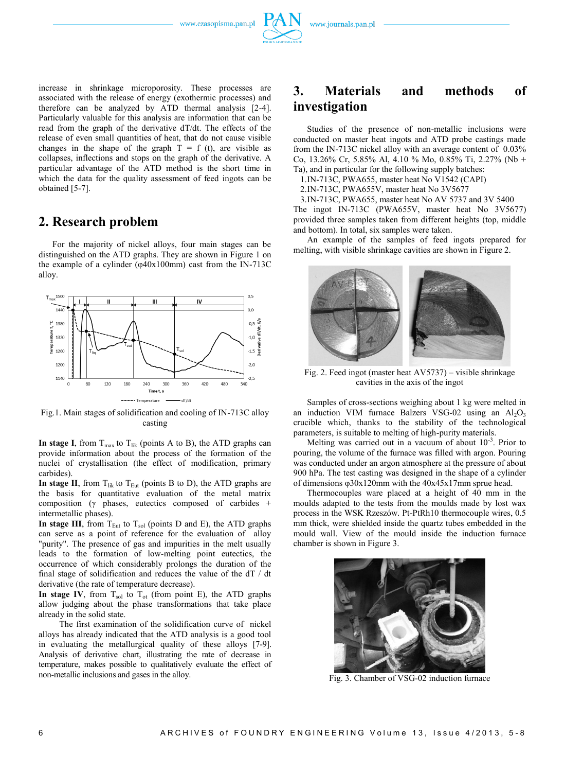increase in shrinkage microporosity. These processes are associated with the release of energy (exothermic processes) and therefore can be analyzed by ATD thermal analysis [2-4]. Particularly valuable for this analysis are information that can be read from the graph of the derivative dT/dt. The effects of the release of even small quantities of heat, that do not cause visible changes in the shape of the graph T = f (t), are visible as collapses, inflections and stops on the graph of the derivative. A particular advantage of the ATD method is the short time in which the data for the quality assessment of feed ingots can be obtained [5-7].

## 2. Research problem

For the majority of nickel alloys, four main stages can be distinguished on the ATD graphs. They are shown in Figure 1 on the example of a cylinder (φ40x100mm) cast from the IN-713C alloy.

Fig.1. Main stages of solidification and cooling of IN-713C alloy casting

**In stage I**, from $T_{max}$ to $T_{lik}$ (points A to B), the ATD graphs can provide information about the process of the formation of the nuclei of crystallisation (the effect of modification, primary carbides).

**In stage II**, from $T_{lik}$ to $T_{Eut}$ (points B to D), the ATD graphs are the basis for quantitative evaluation of the metal matrix composition (γ phases, eutectics composed of carbides + intermetallic phases).

**In stage III**, from $T_{Eut}$ to $T_{sol}$ (points D and E), the ATD graphs can serve as a point of reference for the evaluation of alloy "purity". The presence of gas and impurities in the melt usually leads to the formation of low-melting point eutectics, the occurrence of which considerably prolongs the duration of the final stage of solidification and reduces the value of the dT / dt derivative (the rate of temperature decrease).

**In stage IV**, from $T_{sol}$ to $T_{ot}$ (from point E), the ATD graphs allow judging about the phase transformations that take place already in the solid state.

The first examination of the solidification curve of nickel alloys has already indicated that the ATD analysis is a good tool in evaluating the metallurgical quality of these alloys [7-9]. Analysis of derivative chart, illustrating the rate of decrease in temperature, makes possible to qualitatively evaluate the effect of non-metallic inclusions and gases in the alloy.

## 3. Materials and methods of investigation

Studies of the presence of non-metallic inclusions were conducted on master heat ingots and ATD probe castings made from the IN-713C nickel alloy with an average content of 0.03% Co, 13.26% Cr, 5.85% Al, 4.10 % Mo, 0.85% Ti, 2.27% (Nb + Ta), and in particular for the following supply batches:

1. IN-713C, PWA655, master heat No V1542 (CAPI)
2. IN-713C, PWA655V, master heat No 3V5677
3. IN-713C, PWA655, master heat No AV 5737 and 3V 5400

The ingot IN-713C (PWA655V, master heat No 3V5677) provided three samples taken from different heights (top, middle and bottom). In total, six samples were taken.

An example of the samples of feed ingots prepared for melting, with visible shrinkage cavities are shown in Figure 2.

Fig. 2. Feed ingot (master heat AV5737) – visible shrinkage cavities in the axis of the ingot

Samples of cross-sections weighing about 1 kg were melted in an induction VIM furnace Balzers VSG-02 using an $Al_2O_3$ crucible which, thanks to the stability of the technological parameters, is suitable to melting of high-purity materials.

Melting was carried out in a vacuum of about $10^{-3}$. Prior to pouring, the volume of the furnace was filled with argon. Pouring was conducted under an argon atmosphere at the pressure of about 900 hPa. The test casting was designed in the shape of a cylinder of dimensions φ30x120mm with the 40x45x17mm sprue head.

Thermocouples ware placed at a height of 40 mm in the moulds adapted to the tests from the moulds made by lost wax process in the WSK Rzeszów. Pt-PtRh10 thermocouple wires, 0.5 mm thick, were shielded inside the quartz tubes embedded in the mould wall. View of the mould inside the induction furnace chamber is shown in Figure 3.

Fig. 3. Chamber of VSG-02 induction furnace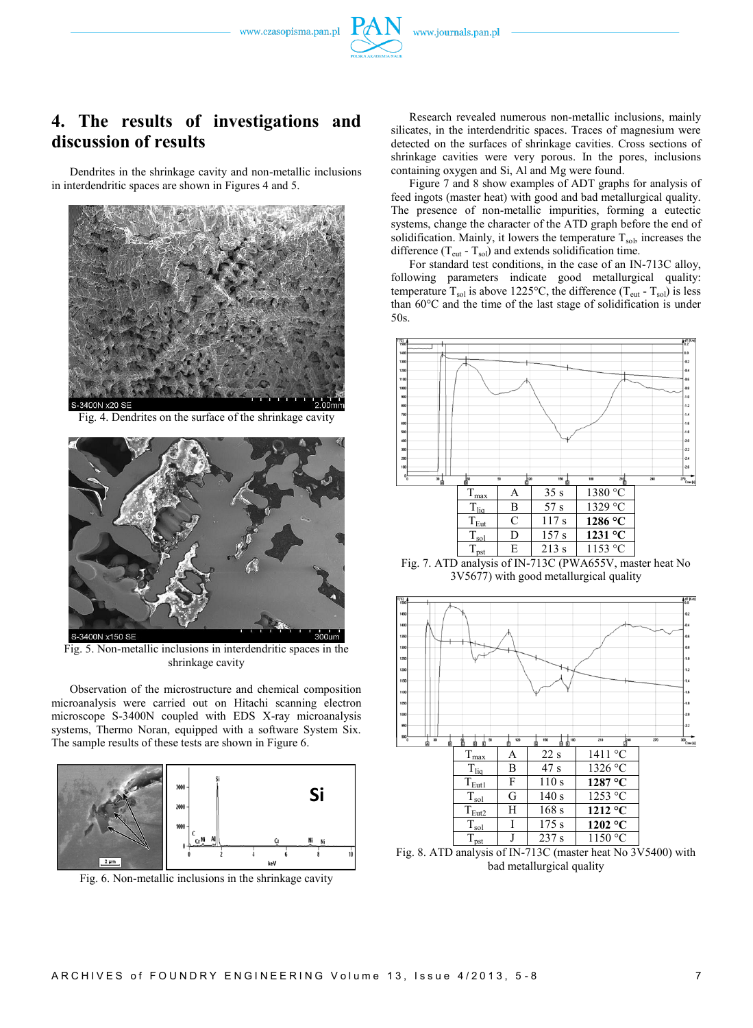## 4. The results of investigations and discussion of results

Dendrites in the shrinkage cavity and non-metallic inclusions in interdendritic spaces are shown in Figures 4 and 5.

Fig. 4. Dendrites on the surface of the shrinkage cavity

Fig. 5. Non-metallic inclusions in interdendritic spaces in the shrinkage cavity

Observation of the microstructure and chemical composition microanalysis were carried out on Hitachi scanning electron microscope S-3400N coupled with EDS X-ray microanalysis systems, Thermo Noran, equipped with a software System Six. The sample results of these tests are shown in Figure 6.

Fig. 6. Non-metallic inclusions in the shrinkage cavity

Research revealed numerous non-metallic inclusions, mainly silicates, in the interdendritic spaces. Traces of magnesium were detected on the surfaces of shrinkage cavities. Cross sections of shrinkage cavities were very porous. In the pores, inclusions containing oxygen and Si, Al and Mg were found.

Figure 7 and 8 show examples of ADT graphs for analysis of feed ingots (master heat) with good and bad metallurgical quality. The presence of non-metallic impurities, forming a eutectic systems, change the character of the ATD graph before the end of solidification. Mainly, it lowers the temperature $T_{sol}$, increases the difference ($T_{eut}$ - $T_{sol}$) and extends solidification time.

For standard test conditions, in the case of an IN-713C alloy, following parameters indicate good metallurgical quality: temperature $T_{sol}$ is above 1225°C, the difference ($T_{eut}$ - $T_{sol}$) is less than 60°C and the time of the last stage of solidification is under 50s.

| | | | |
|---|---|---|---|
| $T_{max}$ | A | 35 s | 1380 °C |
| $T_{liq}$ | B | 57 s | 1329 °C |
| $T_{Eut}$ | C | 117 s | **1286 °C** |
| $T_{sol}$ | D | 157 s | **1231 °C** |
| $T_{pst}$ | E | 213 s | 1153 °C |

Fig. 7. ATD analysis of IN-713C (PWA655V, master heat No 3V5677) with good metallurgical quality

| | | | |
|---|---|---|---|
| $T_{max}$ | A | 22 s | 1411 °C |
| $T_{liq}$ | B | 47 s | 1326 °C |
| $T_{Eut1}$ | F | 110 s | **1287 °C** |
| $T_{sol}$ | G | 140 s | 1253 °C |
| $T_{Eut2}$ | H | 168 s | **1212 °C** |
| $T_{sol}$ | I | 175 s | **1202 °C** |
| $T_{pst}$ | J | 237 s | 1150 °C |

Fig. 8. ATD analysis of IN-713C (master heat No 3V5400) with bad metallurgical quality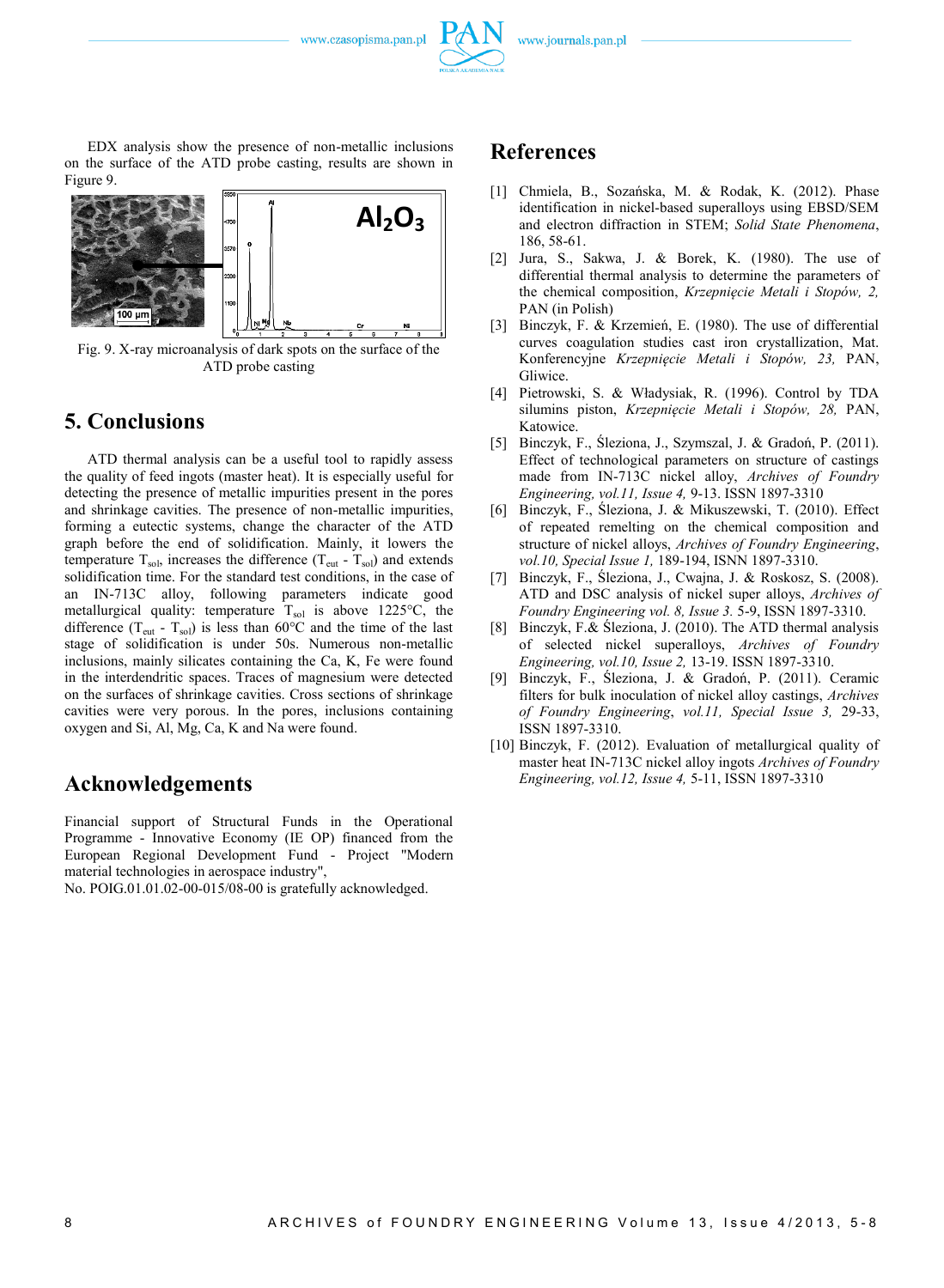EDX analysis show the presence of non-metallic inclusions on the surface of the ATD probe casting, results are shown in Figure 9.

$Al_2O_3$

Fig. 9. X-ray microanalysis of dark spots on the surface of the ATD probe casting

## 5. Conclusions

ATD thermal analysis can be a useful tool to rapidly assess the quality of feed ingots (master heat). It is especially useful for detecting the presence of metallic impurities present in the pores and shrinkage cavities. The presence of non-metallic impurities, forming a eutectic systems, change the character of the ATD graph before the end of solidification. Mainly, it lowers the temperature $T_{sol}$, increases the difference ($T_{eut}$ - $T_{sol}$) and extends solidification time. For the standard test conditions, in the case of an IN-713C alloy, following parameters indicate good metallurgical quality: temperature $T_{sol}$ is above 1225°C, the difference ($T_{eut}$ - $T_{sol}$) is less than 60°C and the time of the last stage of solidification is under 50s. Numerous non-metallic inclusions, mainly silicates containing the Ca, K, Fe were found in the interdendritic spaces. Traces of magnesium were detected on the surfaces of shrinkage cavities. Cross sections of shrinkage cavities were very porous. In the pores, inclusions containing oxygen and Si, Al, Mg, Ca, K and Na were found.

## Acknowledgements

Financial support of Structural Funds in the Operational Programme - Innovative Economy (IE OP) financed from the European Regional Development Fund - Project "Modern material technologies in aerospace industry",
No. POIG.01.01.02-00-015/08-00 is gratefully acknowledged.

## References

[1] Chmiela, B., Sozańska, M. & Rodak, K. (2012). Phase identification in nickel-based superalloys using EBSD/SEM and electron diffraction in STEM; *Solid State Phenomena*, 186, 58-61.

[2] Jura, S., Sakwa, J. & Borek, K. (1980). The use of differential thermal analysis to determine the parameters of the chemical composition, *Krzepnięcie Metali i Stopów, 2,* PAN (in Polish)

[3] Binczyk, F. & Krzemień, E. (1980). The use of differential curves coagulation studies cast iron crystallization, Mat. Konferencyjne *Krzepnięcie Metali i Stopów, 23,* PAN, Gliwice.

[4] Pietrowski, S. & Władysiak, R. (1996). Control by TDA silumins piston, *Krzepnięcie Metali i Stopów, 28,* PAN, Katowice.

[5] Binczyk, F., Śleziona, J., Szymszal, J. & Gradoń, P. (2011). Effect of technological parameters on structure of castings made from IN-713C nickel alloy, *Archives of Foundry Engineering, vol.11, Issue 4,* 9-13. ISSN 1897-3310

[6] Binczyk, F., Śleziona, J. & Mikuszewski, T. (2010). Effect of repeated remelting on the chemical composition and structure of nickel alloys, *Archives of Foundry Engineering*, *vol.10, Special Issue 1,* 189-194, ISNN 1897-3310.

[7] Binczyk, F., Śleziona, J., Cwajna, J. & Roskosz, S. (2008). ATD and DSC analysis of nickel super alloys, *Archives of Foundry Engineering vol. 8, Issue 3.* 5-9, ISSN 1897-3310.

[8] Binczyk, F.& Śleziona, J. (2010). The ATD thermal analysis of selected nickel superalloys, *Archives of Foundry Engineering, vol.10, Issue 2,* 13-19. ISSN 1897-3310.

[9] Binczyk, F., Śleziona, J. & Gradoń, P. (2011). Ceramic filters for bulk inoculation of nickel alloy castings, *Archives of Foundry Engineering*, *vol.11, Special Issue 3,* 29-33, ISSN 1897-3310.

[10] Binczyk, F. (2012). Evaluation of metallurgical quality of master heat IN-713C nickel alloy ingots *Archives of Foundry Engineering, vol.12, Issue 4,* 5-11, ISSN 1897-3310